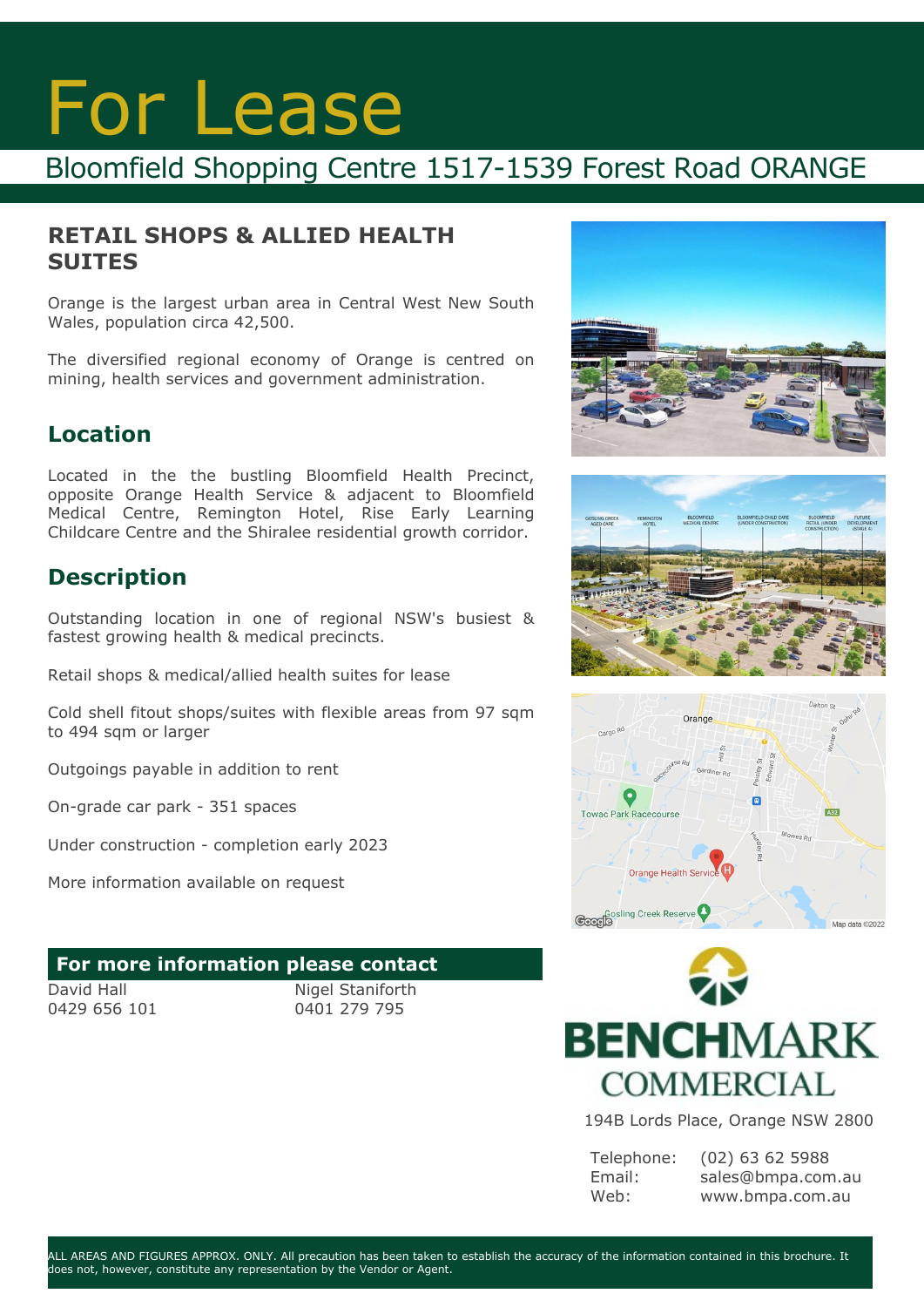# For Lease

## Bloomfield Shopping Centre 1517-1539 Forest Road ORANGE

## RETAIL SHOPS & ALLIED HEALTH SUITES

Orange is the largest urban area in Central West New South Wales, population circa 42,500.

The diversified regional economy of Orange is centred on mining, health services and government administration.

## Location

Located in the the bustling Bloomfield Health Precinct, opposite Orange Health Service & adjacent to Bloomfield Medical Centre, Remington Hotel, Rise Early Learning Childcare Centre and the Shiralee residential growth corridor.

## Description

Outstanding location in one of regional NSW's busiest & fastest growing health & medical precincts.

Retail shops & medical/allied health suites for lease

Cold shell fitout shops/suites with flexible areas from 97 sqm to 494 sqm or larger

Outgoings payable in addition to rent

On-grade car park - 351 spaces

Under construction - completion early 2023

More information available on request

**For more information please contact**

David Hall
0429 656 101

Nigel Staniforth
0401 279 795

BENCHMARK COMMERCIAL

194B Lords Place, Orange NSW 2800

Telephone: (02) 63 62 5988
Email: sales@bmpa.com.au
Web: www.bmpa.com.au

ALL AREAS AND FIGURES APPROX. ONLY. All precaution has been taken to establish the accuracy of the information contained in this brochure. It does not, however, constitute any representation by the Vendor or Agent.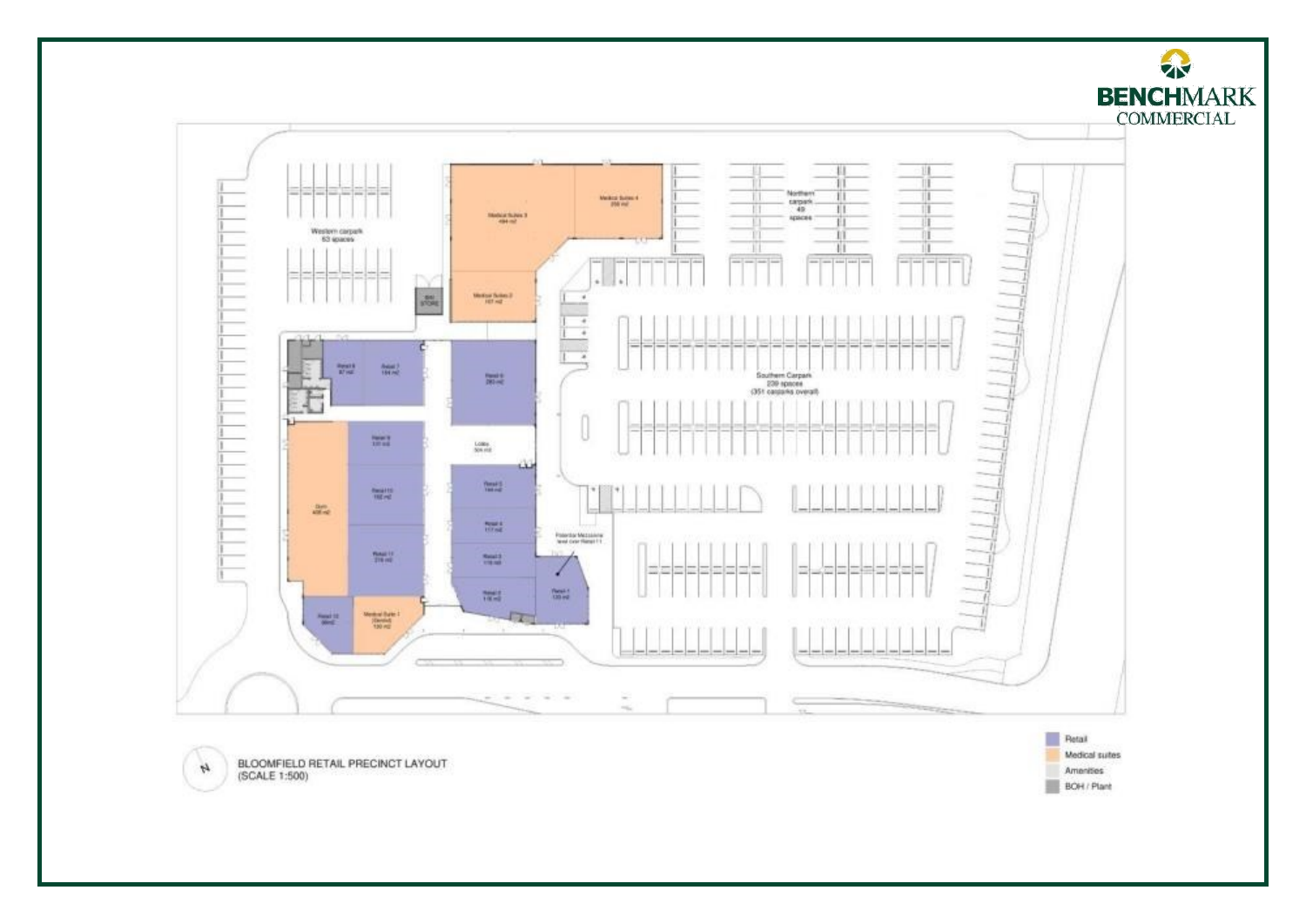BENCHMARK COMMERCIAL

Western carpark
63 spaces

Medical Suites 3
494 m2

Medical Suites 4
208 m2

Northern carpark
49 spaces

BIN STORE

Medical Suites 2
107 m2

Retail 8
87 m2

Retail 7
164 m2

Retail 6
283 m2

Southern Carpark
239 spaces
(351 carparks overall)

Retail 9
131 m2

Lobby
304 m2

Gym
405 m2

Retail 10
162 m2

Retail 5
144 m2

Retail 4
117 m2

Retail 11
216 m2

Retail 3
116 m2

Potential Mezzanine level over Retail 11

Retail 2
116 m2

Retail 1
120 m2

Retail 12
98m2

Medical Suite 1 (Dental)
130 m2

N

BLOOMFIELD RETAIL PRECINCT LAYOUT
(SCALE 1:500)

- Retail
- Medical suites
- Amenities
- BOH / Plant